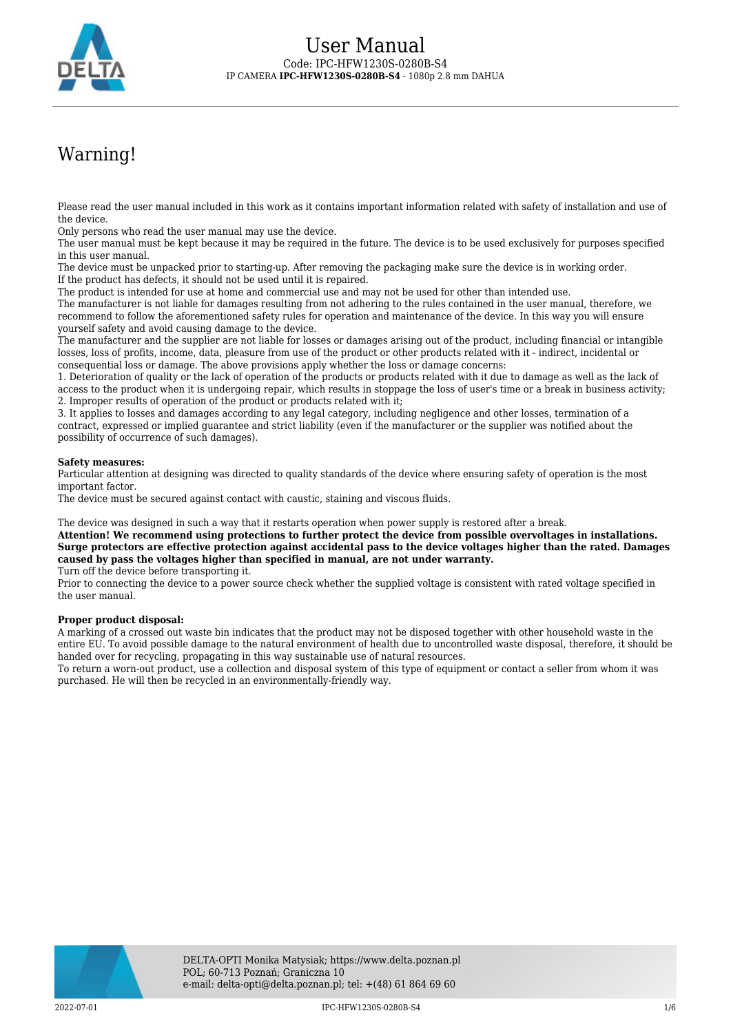# User Manual

Code: IPC-HFW1230S-0280B-S4

IP CAMERA **IPC-HFW1230S-0280B-S4** - 1080p 2.8 mm DAHUA

## Warning!

Please read the user manual included in this work as it contains important information related with safety of installation and use of the device.

Only persons who read the user manual may use the device.

The user manual must be kept because it may be required in the future. The device is to be used exclusively for purposes specified in this user manual.

The device must be unpacked prior to starting-up. After removing the packaging make sure the device is in working order.

If the product has defects, it should not be used until it is repaired.

The product is intended for use at home and commercial use and may not be used for other than intended use.

The manufacturer is not liable for damages resulting from not adhering to the rules contained in the user manual, therefore, we recommend to follow the aforementioned safety rules for operation and maintenance of the device. In this way you will ensure yourself safety and avoid causing damage to the device.

The manufacturer and the supplier are not liable for losses or damages arising out of the product, including financial or intangible losses, loss of profits, income, data, pleasure from use of the product or other products related with it - indirect, incidental or consequential loss or damage. The above provisions apply whether the loss or damage concerns:

1. Deterioration of quality or the lack of operation of the products or products related with it due to damage as well as the lack of access to the product when it is undergoing repair, which results in stoppage the loss of user's time or a break in business activity;
2. Improper results of operation of the product or products related with it;
3. It applies to losses and damages according to any legal category, including negligence and other losses, termination of a contract, expressed or implied guarantee and strict liability (even if the manufacturer or the supplier was notified about the possibility of occurrence of such damages).

**Safety measures:**

Particular attention at designing was directed to quality standards of the device where ensuring safety of operation is the most important factor.

The device must be secured against contact with caustic, staining and viscous fluids.

The device was designed in such a way that it restarts operation when power supply is restored after a break.

**Attention! We recommend using protections to further protect the device from possible overvoltages in installations. Surge protectors are effective protection against accidental pass to the device voltages higher than the rated. Damages caused by pass the voltages higher than specified in manual, are not under warranty.**

Turn off the device before transporting it.

Prior to connecting the device to a power source check whether the supplied voltage is consistent with rated voltage specified in the user manual.

**Proper product disposal:**

A marking of a crossed out waste bin indicates that the product may not be disposed together with other household waste in the entire EU. To avoid possible damage to the natural environment of health due to uncontrolled waste disposal, therefore, it should be handed over for recycling, propagating in this way sustainable use of natural resources.

To return a worn-out product, use a collection and disposal system of this type of equipment or contact a seller from whom it was purchased. He will then be recycled in an environmentally-friendly way.

DELTA-OPTI Monika Matysiak; https://www.delta.poznan.pl
POL; 60-713 Poznań; Graniczna 10
e-mail: delta-opti@delta.poznan.pl; tel: +(48) 61 864 69 60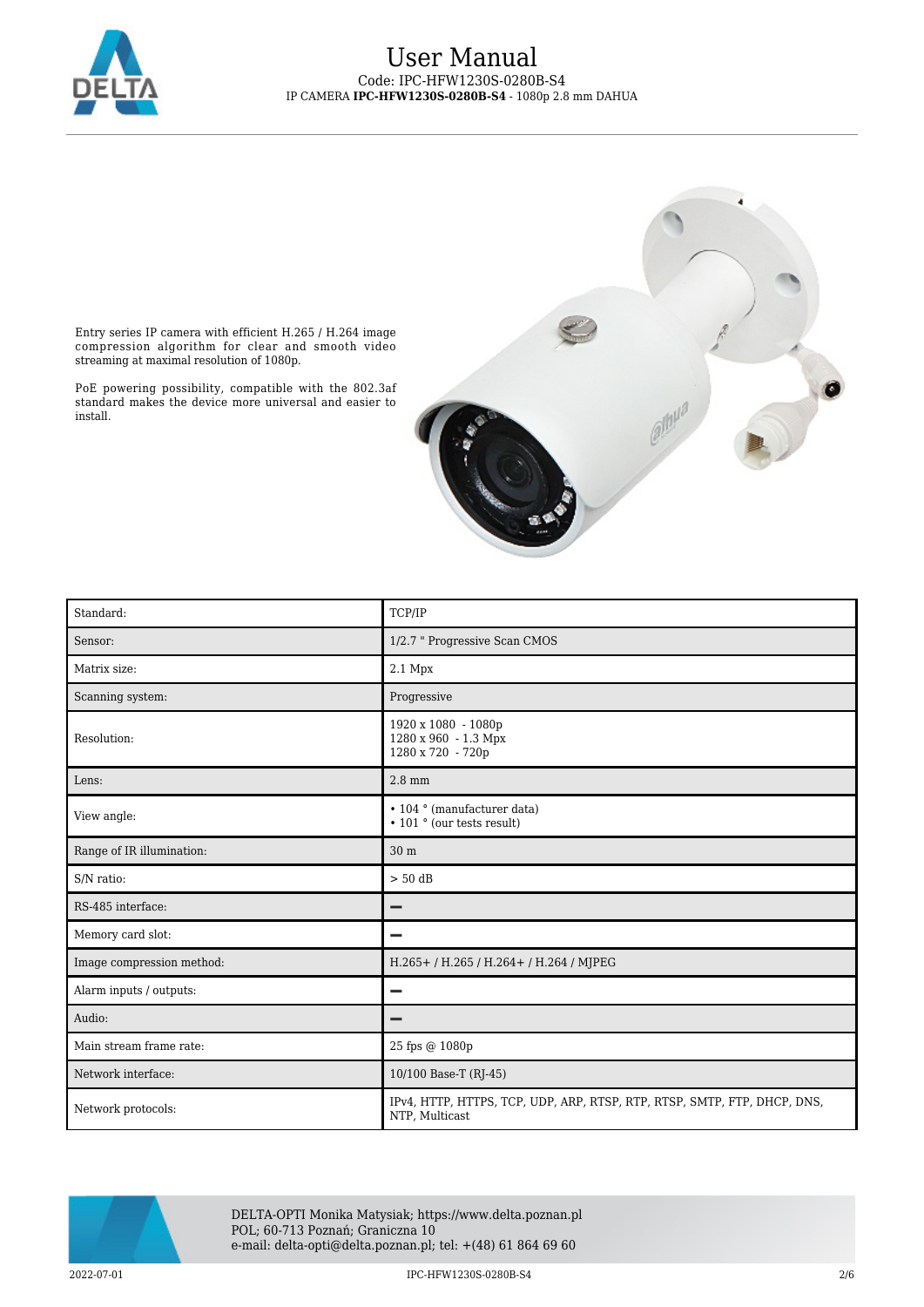# User Manual

Code: IPC-HFW1230S-0280B-S4

IP CAMERA **IPC-HFW1230S-0280B-S4** - 1080p 2.8 mm DAHUA

Entry series IP camera with efficient H.265 / H.264 image compression algorithm for clear and smooth video streaming at maximal resolution of 1080p.

PoE powering possibility, compatible with the 802.3af standard makes the device more universal and easier to install.

| Standard: | TCP/IP |
|---|---|
| Sensor: | 1/2.7 " Progressive Scan CMOS |
| Matrix size: | 2.1 Mpx |
| Scanning system: | Progressive |
| Resolution: | 1920 x 1080 - 1080p<br>1280 x 960 - 1.3 Mpx<br>1280 x 720 - 720p |
| Lens: | 2.8 mm |
| View angle: | • 104 ° (manufacturer data)<br>• 101 ° (our tests result) |
| Range of IR illumination: | 30 m |
| S/N ratio: | > 50 dB |
| RS-485 interface: | – |
| Memory card slot: | – |
| Image compression method: | H.265+ / H.265 / H.264+ / H.264 / MJPEG |
| Alarm inputs / outputs: | – |
| Audio: | – |
| Main stream frame rate: | 25 fps @ 1080p |
| Network interface: | 10/100 Base-T (RJ-45) |
| Network protocols: | IPv4, HTTP, HTTPS, TCP, UDP, ARP, RTSP, RTP, RTSP, SMTP, FTP, DHCP, DNS, NTP, Multicast |

DELTA-OPTI Monika Matysiak; https://www.delta.poznan.pl
POL; 60-713 Poznań; Graniczna 10
e-mail: delta-opti@delta.poznan.pl; tel: +(48) 61 864 69 60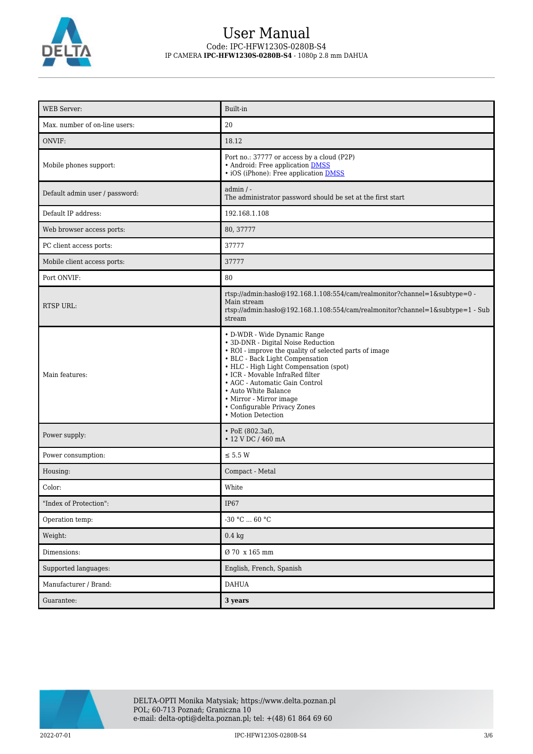| WEB Server: | Built-in |
|---|---|
| Max. number of on-line users: | 20 |
| ONVIF: | 18.12 |
| Mobile phones support: | Port no.: 37777 or access by a cloud (P2P)<br>• Android: Free application DMSS<br>• iOS (iPhone): Free application DMSS |
| Default admin user / password: | admin / -<br>The administrator password should be set at the first start |
| Default IP address: | 192.168.1.108 |
| Web browser access ports: | 80, 37777 |
| PC client access ports: | 37777 |
| Mobile client access ports: | 37777 |
| Port ONVIF: | 80 |
| RTSP URL: | rtsp://admin:hasło@192.168.1.108:554/cam/realmonitor?channel=1&subtype=0 - Main stream<br>rtsp://admin:hasło@192.168.1.108:554/cam/realmonitor?channel=1&subtype=1 - Sub stream |
| Main features: | • D-WDR - Wide Dynamic Range<br>• 3D-DNR - Digital Noise Reduction<br>• ROI - improve the quality of selected parts of image<br>• BLC - Back Light Compensation<br>• HLC - High Light Compensation (spot)<br>• ICR - Movable InfraRed filter<br>• AGC - Automatic Gain Control<br>• Auto White Balance<br>• Mirror - Mirror image<br>• Configurable Privacy Zones<br>• Motion Detection |
| Power supply: | • PoE (802.3af),<br>• 12 V DC / 460 mA |
| Power consumption: | ≤ 5.5 W |
| Housing: | Compact - Metal |
| Color: | White |
| "Index of Protection": | IP67 |
| Operation temp: | -30 °C ... 60 °C |
| Weight: | 0.4 kg |
| Dimensions: | Ø 70 x 165 mm |
| Supported languages: | English, French, Spanish |
| Manufacturer / Brand: | DAHUA |
| Guarantee: | **3 years** |

DELTA-OPTI Monika Matysiak; https://www.delta.poznan.pl
POL; 60-713 Poznań; Graniczna 10
e-mail: delta-opti@delta.poznan.pl; tel: +(48) 61 864 69 60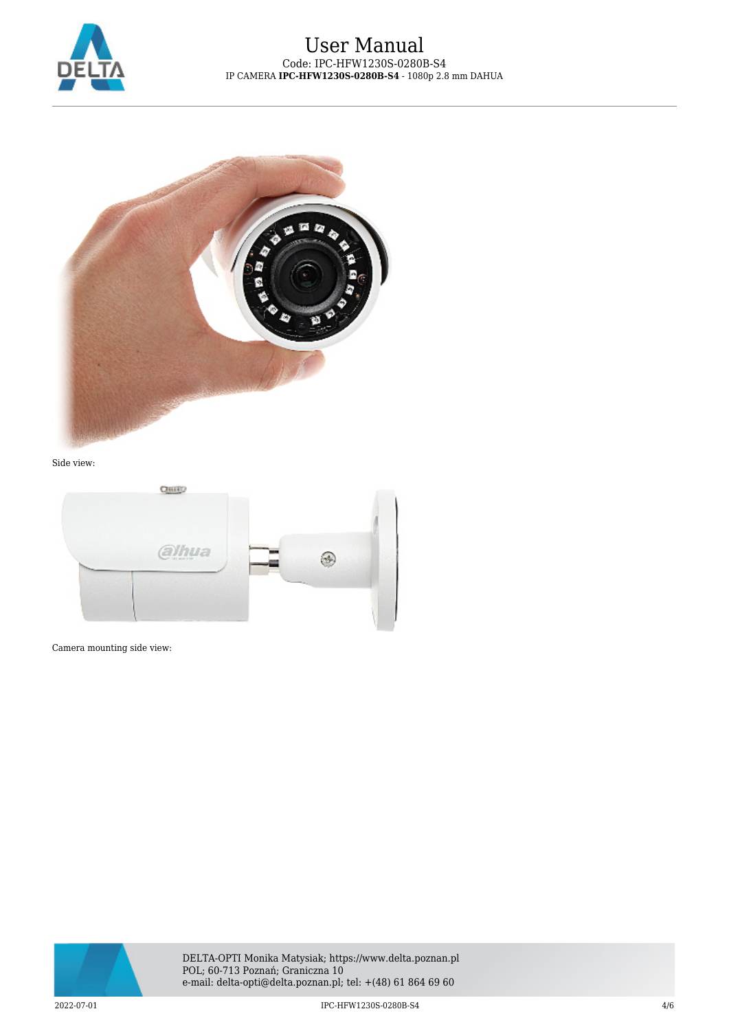Side view:

Camera mounting side view: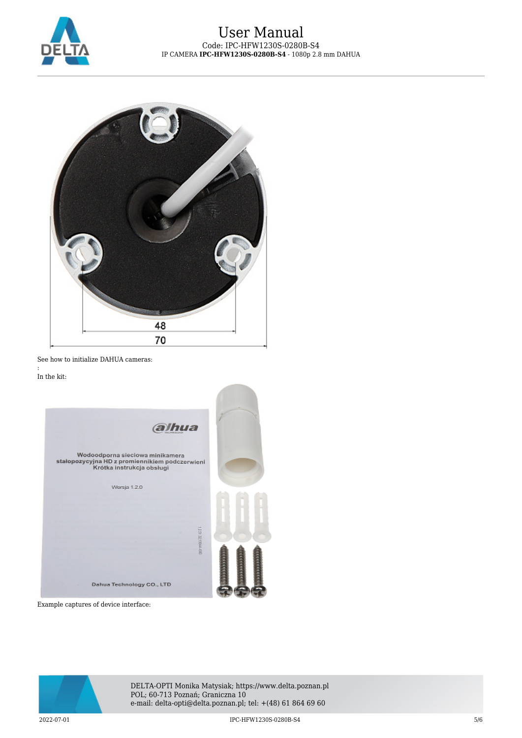See how to initialize DAHUA cameras:

:

In the kit:

Example captures of device interface: